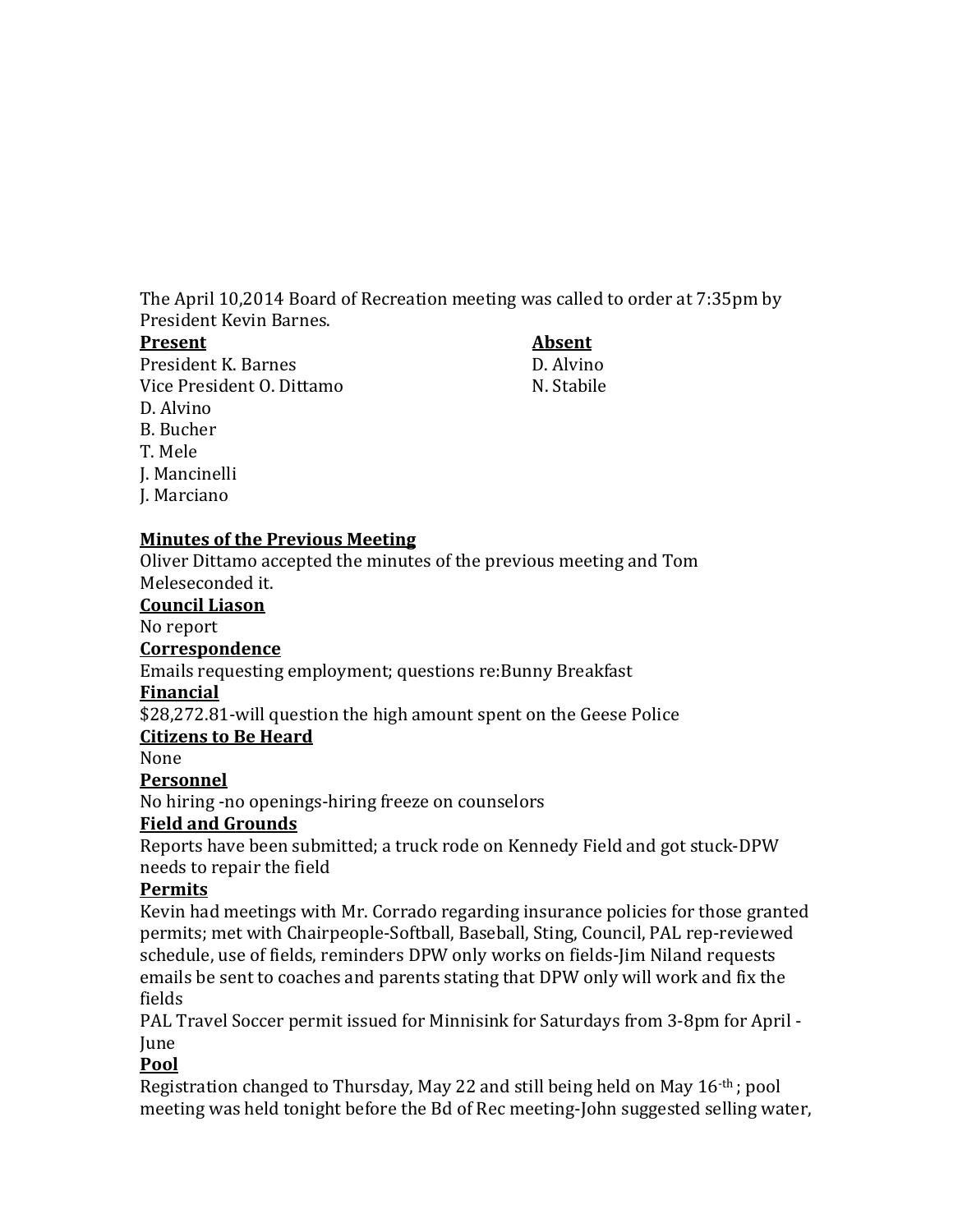The April 10,2014 Board of Recreation meeting was called to order at 7:35pm by President Kevin Barnes.

| **Present** | **Absent** |
|---|---|
| President K. Barnes | D. Alvino |
| Vice President O. Dittamo | N. Stabile |
| D. Alvino | |
| B. Bucher | |
| T. Mele | |
| J. Mancinelli | |
| J. Marciano | |

**Minutes of the Previous Meeting**

Oliver Dittamo accepted the minutes of the previous meeting and Tom Meleseconded it.

**Council Liason**

No report

**Correspondence**

Emails requesting employment; questions re:Bunny Breakfast

**Financial**

$28,272.81-will question the high amount spent on the Geese Police

**Citizens to Be Heard**

None

**Personnel**

No hiring -no openings-hiring freeze on counselors

**Field and Grounds**

Reports have been submitted; a truck rode on Kennedy Field and got stuck-DPW needs to repair the field

**Permits**

Kevin had meetings with Mr. Corrado regarding insurance policies for those granted permits; met with Chairpeople-Softball, Baseball, Sting, Council, PAL rep-reviewed schedule, use of fields, reminders DPW only works on fields-Jim Niland requests emails be sent to coaches and parents stating that DPW only will work and fix the fields

PAL Travel Soccer permit issued for Minnisink for Saturdays from 3-8pm for April -June

**Pool**

Registration changed to Thursday, May 22 and still being held on May 16-th ; pool meeting was held tonight before the Bd of Rec meeting-John suggested selling water,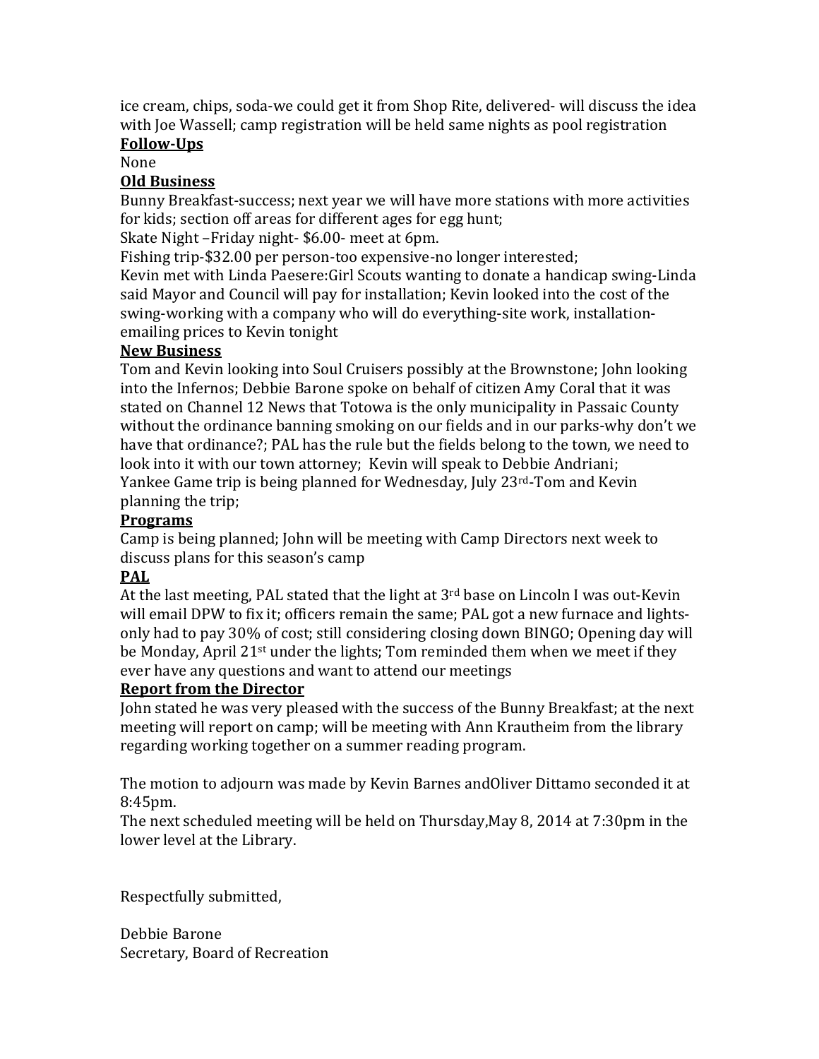ice cream, chips, soda-we could get it from Shop Rite, delivered- will discuss the idea with Joe Wassell; camp registration will be held same nights as pool registration

**Follow-Ups**

None

**Old Business**

Bunny Breakfast-success; next year we will have more stations with more activities for kids; section off areas for different ages for egg hunt;
Skate Night –Friday night- $6.00- meet at 6pm.
Fishing trip-$32.00 per person-too expensive-no longer interested;
Kevin met with Linda Paesere:Girl Scouts wanting to donate a handicap swing-Linda said Mayor and Council will pay for installation; Kevin looked into the cost of the swing-working with a company who will do everything-site work, installation-emailing prices to Kevin tonight

**New Business**

Tom and Kevin looking into Soul Cruisers possibly at the Brownstone; John looking into the Infernos; Debbie Barone spoke on behalf of citizen Amy Coral that it was stated on Channel 12 News that Totowa is the only municipality in Passaic County without the ordinance banning smoking on our fields and in our parks-why don't we have that ordinance?; PAL has the rule but the fields belong to the town, we need to look into it with our town attorney; Kevin will speak to Debbie Andriani;
Yankee Game trip is being planned for Wednesday, July 23rd-Tom and Kevin planning the trip;

**Programs**

Camp is being planned; John will be meeting with Camp Directors next week to discuss plans for this season's camp

**PAL**

At the last meeting, PAL stated that the light at 3rd base on Lincoln I was out-Kevin will email DPW to fix it; officers remain the same; PAL got a new furnace and lights-only had to pay 30% of cost; still considering closing down BINGO; Opening day will be Monday, April 21st under the lights; Tom reminded them when we meet if they ever have any questions and want to attend our meetings

**Report from the Director**

John stated he was very pleased with the success of the Bunny Breakfast; at the next meeting will report on camp; will be meeting with Ann Krautheim from the library regarding working together on a summer reading program.

The motion to adjourn was made by Kevin Barnes andOliver Dittamo seconded it at 8:45pm.
The next scheduled meeting will be held on Thursday,May 8, 2014 at 7:30pm in the lower level at the Library.

Respectfully submitted,

Debbie Barone
Secretary, Board of Recreation